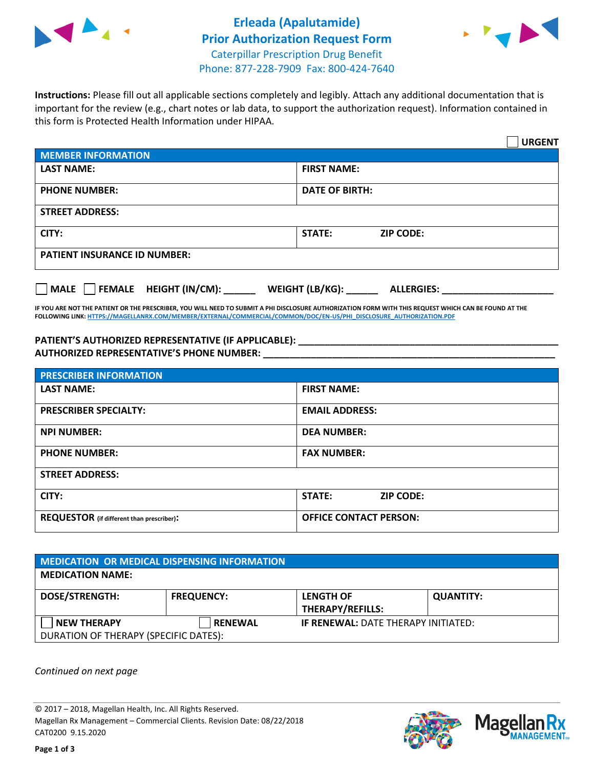# Erleada (Apalutamide)
# Prior Authorization Request Form

Caterpillar Prescription Drug Benefit
Phone: 877-228-7909 Fax: 800-424-7640

**Instructions:** Please fill out all applicable sections completely and legibly. Attach any additional documentation that is important for the review (e.g., chart notes or lab data, to support the authorization request). Information contained in this form is Protected Health Information under HIPAA.

☐ **URGENT**

| **MEMBER INFORMATION** | |
|---|---|
| **LAST NAME:** | **FIRST NAME:** |
| **PHONE NUMBER:** | **DATE OF BIRTH:** |
| **STREET ADDRESS:** | |
| **CITY:** | **STATE:** **ZIP CODE:** |
| **PATIENT INSURANCE ID NUMBER:** | |

☐ **MALE** ☐ **FEMALE** **HEIGHT (IN/CM):** ______ **WEIGHT (LB/KG):** ______ **ALLERGIES:** ____________________

**IF YOU ARE NOT THE PATIENT OR THE PRESCRIBER, YOU WILL NEED TO SUBMIT A PHI DISCLOSURE AUTHORIZATION FORM WITH THIS REQUEST WHICH CAN BE FOUND AT THE FOLLOWING LINK:** HTTPS://MAGELLANRX.COM/MEMBER/EXTERNAL/COMMERCIAL/COMMON/DOC/EN-US/PHI_DISCLOSURE_AUTHORIZATION.PDF

**PATIENT'S AUTHORIZED REPRESENTATIVE (IF APPLICABLE):** ____________________________________________
**AUTHORIZED REPRESENTATIVE'S PHONE NUMBER:** ____________________________________________

| **PRESCRIBER INFORMATION** | |
|---|---|
| **LAST NAME:** | **FIRST NAME:** |
| **PRESCRIBER SPECIALTY:** | **EMAIL ADDRESS:** |
| **NPI NUMBER:** | **DEA NUMBER:** |
| **PHONE NUMBER:** | **FAX NUMBER:** |
| **STREET ADDRESS:** | |
| **CITY:** | **STATE:** **ZIP CODE:** |
| **REQUESTOR** (if different than prescriber)**:** | **OFFICE CONTACT PERSON:** |

| **MEDICATION OR MEDICAL DISPENSING INFORMATION** | | | |
|---|---|---|---|
| **MEDICATION NAME:** | | | |
| **DOSE/STRENGTH:** | **FREQUENCY:** | **LENGTH OF THERAPY/REFILLS:** | **QUANTITY:** |
| ☐ **NEW THERAPY** | ☐ **RENEWAL** | **IF RENEWAL:** DATE THERAPY INITIATED: | |
| DURATION OF THERAPY (SPECIFIC DATES): | | | |

*Continued on next page*

© 2017 – 2018, Magellan Health, Inc. All Rights Reserved.
Magellan Rx Management – Commercial Clients. Revision Date: 08/22/2018
CAT0200 9.15.2020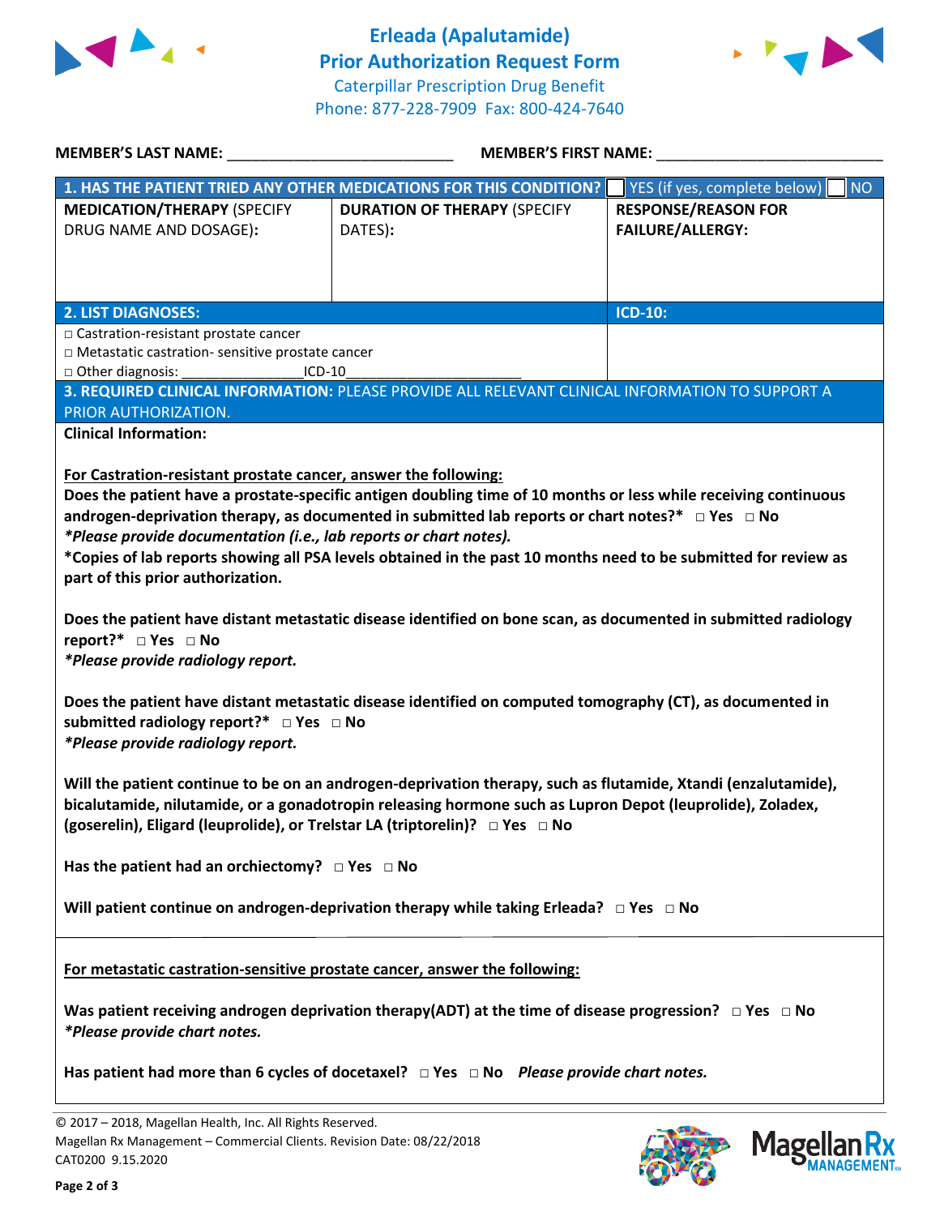# Erleada (Apalutamide) Prior Authorization Request Form

Caterpillar Prescription Drug Benefit
Phone: 877-228-7909 Fax: 800-424-7640

**MEMBER'S LAST NAME:** ___________________________ **MEMBER'S FIRST NAME:** ___________________________

| **1. HAS THE PATIENT TRIED ANY OTHER MEDICATIONS FOR THIS CONDITION?** | | ☐ YES (if yes, complete below) ☐ NO |
|---|---|---|
| **MEDICATION/THERAPY** (SPECIFY DRUG NAME AND DOSAGE)**:** | **DURATION OF THERAPY** (SPECIFY DATES)**:** | **RESPONSE/REASON FOR FAILURE/ALLERGY:** |
| | | |

| **2. LIST DIAGNOSES:** | **ICD-10:** |
|---|---|
| □ Castration-resistant prostate cancer<br>□ Metastatic castration- sensitive prostate cancer<br>□ Other diagnosis: ______________ICD-10_____________________ | |

**3. REQUIRED CLINICAL INFORMATION:** PLEASE PROVIDE ALL RELEVANT CLINICAL INFORMATION TO SUPPORT A PRIOR AUTHORIZATION.

**Clinical Information:**

**For Castration-resistant prostate cancer, answer the following:**

**Does the patient have a prostate-specific antigen doubling time of 10 months or less while receiving continuous androgen-deprivation therapy, as documented in submitted lab reports or chart notes?*** □ **Yes** □ **No**
***Please provide documentation (i.e., lab reports or chart notes).***
***Copies of lab reports showing all PSA levels obtained in the past 10 months need to be submitted for review as part of this prior authorization.**

**Does the patient have distant metastatic disease identified on bone scan, as documented in submitted radiology report?*** □ **Yes** □ **No**
***Please provide radiology report.***

**Does the patient have distant metastatic disease identified on computed tomography (CT), as documented in submitted radiology report?*** □ **Yes** □ **No**
***Please provide radiology report.***

**Will the patient continue to be on an androgen-deprivation therapy, such as flutamide, Xtandi (enzalutamide), bicalutamide, nilutamide, or a gonadotropin releasing hormone such as Lupron Depot (leuprolide), Zoladex, (goserelin), Eligard (leuprolide), or Trelstar LA (triptorelin)?** □ **Yes** □ **No**

**Has the patient had an orchiectomy?** □ **Yes** □ **No**

**Will patient continue on androgen-deprivation therapy while taking Erleada?** □ **Yes** □ **No**

---

**For metastatic castration-sensitive prostate cancer, answer the following:**

**Was patient receiving androgen deprivation therapy(ADT) at the time of disease progression?** □ **Yes** □ **No**
***Please provide chart notes.***

**Has patient had more than 6 cycles of docetaxel?** □ **Yes** □ **No** ***Please provide chart notes.***

© 2017 – 2018, Magellan Health, Inc. All Rights Reserved.
Magellan Rx Management – Commercial Clients. Revision Date: 08/22/2018
CAT0200 9.15.2020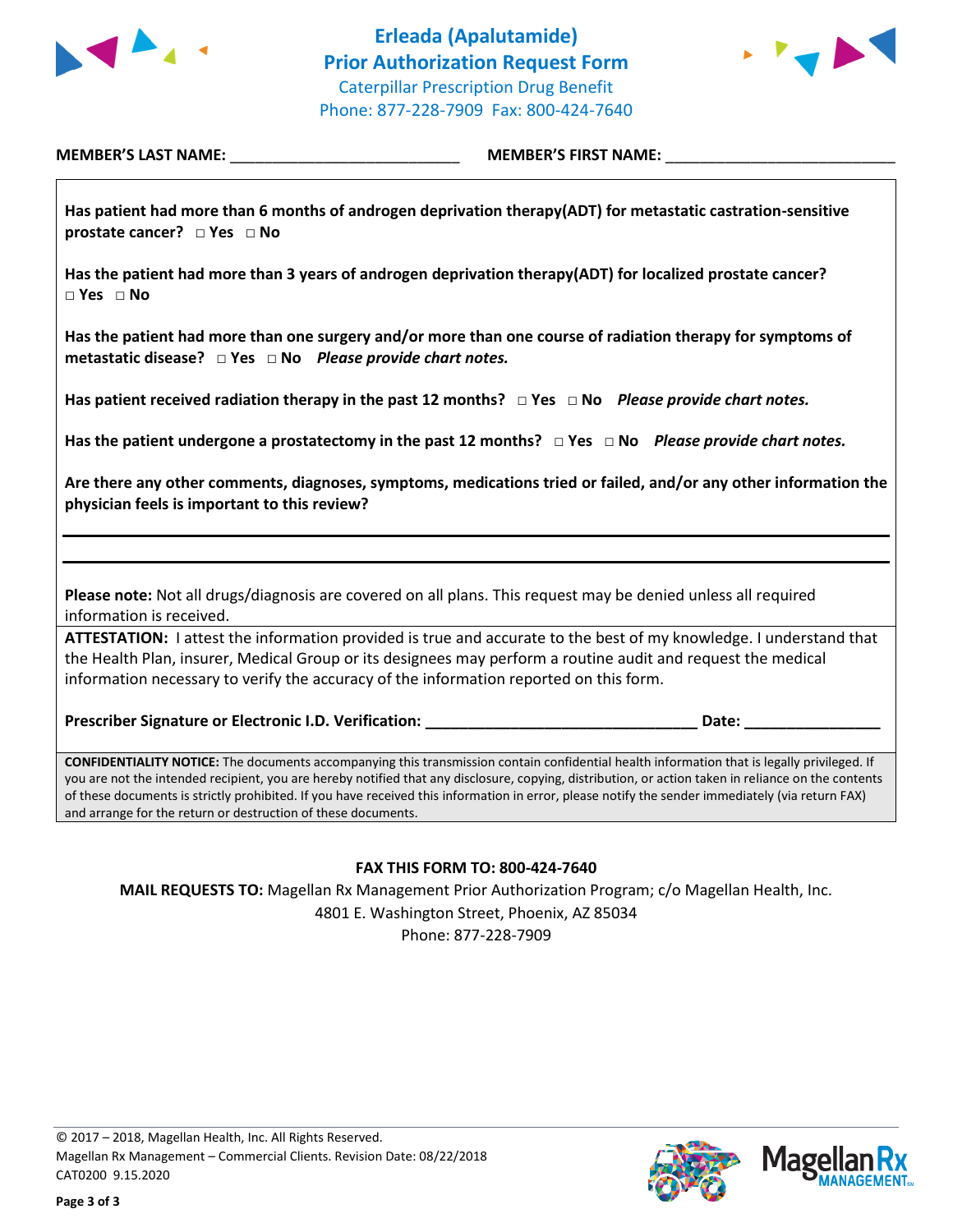# Erleada (Apalutamide)
# Prior Authorization Request Form

Caterpillar Prescription Drug Benefit
Phone: 877-228-7909 Fax: 800-424-7640

**MEMBER'S LAST NAME:** ___________________________ **MEMBER'S FIRST NAME:** ___________________________

**Has patient had more than 6 months of androgen deprivation therapy(ADT) for metastatic castration-sensitive prostate cancer?** □ **Yes** □ **No**

**Has the patient had more than 3 years of androgen deprivation therapy(ADT) for localized prostate cancer?** □ **Yes** □ **No**

**Has the patient had more than one surgery and/or more than one course of radiation therapy for symptoms of metastatic disease?** □ **Yes** □ **No** ***Please provide chart notes.***

**Has patient received radiation therapy in the past 12 months?** □ **Yes** □ **No** ***Please provide chart notes.***

**Has the patient undergone a prostatectomy in the past 12 months?** □ **Yes** □ **No** ***Please provide chart notes.***

**Are there any other comments, diagnoses, symptoms, medications tried or failed, and/or any other information the physician feels is important to this review?**

_______________________________________________________________________________

_______________________________________________________________________________

**Please note:** Not all drugs/diagnosis are covered on all plans. This request may be denied unless all required information is received.

**ATTESTATION:** I attest the information provided is true and accurate to the best of my knowledge. I understand that the Health Plan, insurer, Medical Group or its designees may perform a routine audit and request the medical information necessary to verify the accuracy of the information reported on this form.

**Prescriber Signature or Electronic I.D. Verification:** _______________________________ **Date:** ________________

**CONFIDENTIALITY NOTICE:** The documents accompanying this transmission contain confidential health information that is legally privileged. If you are not the intended recipient, you are hereby notified that any disclosure, copying, distribution, or action taken in reliance on the contents of these documents is strictly prohibited. If you have received this information in error, please notify the sender immediately (via return FAX) and arrange for the return or destruction of these documents.

**FAX THIS FORM TO: 800-424-7640**

**MAIL REQUESTS TO:** Magellan Rx Management Prior Authorization Program; c/o Magellan Health, Inc.
4801 E. Washington Street, Phoenix, AZ 85034
Phone: 877-228-7909

© 2017 – 2018, Magellan Health, Inc. All Rights Reserved.
Magellan Rx Management – Commercial Clients. Revision Date: 08/22/2018
CAT0200 9.15.2020